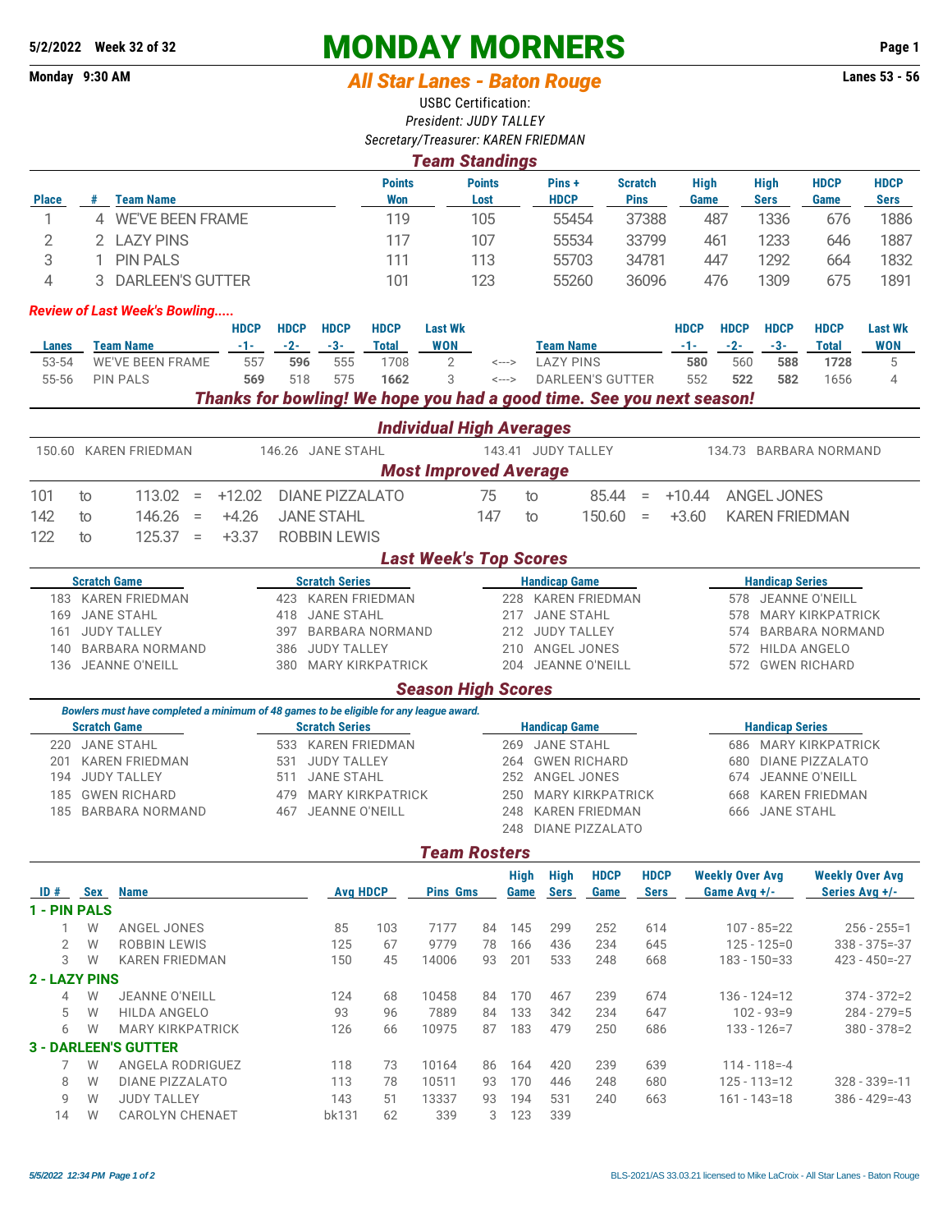**5/2/2022 Week 32 of 32**

# MONDAY MORNERS

**Monday 9:30 AM**

## *All Star Lanes - Baton Rouge*

**Lanes 53 - 56**

USBC Certification:
*President: JUDY TALLEY*
*Secretary/Treasurer: KAREN FRIEDMAN*

### *Team Standings*

| Place | # | Team Name | Points Won | Points Lost | Pins + HDCP | Scratch Pins | High Game | High Sers | HDCP Game | HDCP Sers |
|---|---|---|---|---|---|---|---|---|---|---|
| 1 | 4 | WE'VE BEEN FRAME | 119 | 105 | 55454 | 37388 | 487 | 1336 | 676 | 1886 |
| 2 | 2 | LAZY PINS | 117 | 107 | 55534 | 33799 | 461 | 1233 | 646 | 1887 |
| 3 | 1 | PIN PALS | 111 | 113 | 55703 | 34781 | 447 | 1292 | 664 | 1832 |
| 4 | 3 | DARLEEN'S GUTTER | 101 | 123 | 55260 | 36096 | 476 | 1309 | 675 | 1891 |

*Review of Last Week's Bowling.....*

| Lanes | Team Name | HDCP -1- | HDCP -2- | HDCP -3- | HDCP Total | Last Wk WON | | Team Name | HDCP -1- | HDCP -2- | HDCP -3- | HDCP Total | Last Wk WON |
|---|---|---|---|---|---|---|---|---|---|---|---|---|---|
| 53-54 | WE'VE BEEN FRAME | 557 | **596** | 555 | 1708 | 2 | <---> | LAZY PINS | **580** | 560 | **588** | **1728** | 5 |
| 55-56 | PIN PALS | **569** | 518 | 575 | **1662** | 3 | <---> | DARLEEN'S GUTTER | 552 | **522** | **582** | 1656 | 4 |

***Thanks for bowling! We hope you had a good time. See you next season!***

### *Individual High Averages*

150.60 KAREN FRIEDMAN | 146.26 JANE STAHL | 143.41 JUDY TALLEY | 134.73 BARBARA NORMAND

### *Most Improved Average*

| | | | | | |
|---|---|---|---|---|---|
| 101 | to | 113.02 | = | +12.02 | DIANE PIZZALATO |
| 75 | to | 85.44 | = | +10.44 | ANGEL JONES |
| 142 | to | 146.26 | = | +4.26 | JANE STAHL |
| 147 | to | 150.60 | = | +3.60 | KAREN FRIEDMAN |
| 122 | to | 125.37 | = | +3.37 | ROBBIN LEWIS |

### *Last Week's Top Scores*

| Scratch Game | Scratch Series | Handicap Game | Handicap Series |
|---|---|---|---|
| 183 KAREN FRIEDMAN | 423 KAREN FRIEDMAN | 228 KAREN FRIEDMAN | 578 JEANNE O'NEILL |
| 169 JANE STAHL | 418 JANE STAHL | 217 JANE STAHL | 578 MARY KIRKPATRICK |
| 161 JUDY TALLEY | 397 BARBARA NORMAND | 212 JUDY TALLEY | 574 BARBARA NORMAND |
| 140 BARBARA NORMAND | 386 JUDY TALLEY | 210 ANGEL JONES | 572 HILDA ANGELO |
| 136 JEANNE O'NEILL | 380 MARY KIRKPATRICK | 204 JEANNE O'NEILL | 572 GWEN RICHARD |

### *Season High Scores*

*Bowlers must have completed a minimum of 48 games to be eligible for any league award.*

| Scratch Game | Scratch Series | Handicap Game | Handicap Series |
|---|---|---|---|
| 220 JANE STAHL | 533 KAREN FRIEDMAN | 269 JANE STAHL | 686 MARY KIRKPATRICK |
| 201 KAREN FRIEDMAN | 531 JUDY TALLEY | 264 GWEN RICHARD | 680 DIANE PIZZALATO |
| 194 JUDY TALLEY | 511 JANE STAHL | 252 ANGEL JONES | 674 JEANNE O'NEILL |
| 185 GWEN RICHARD | 479 MARY KIRKPATRICK | 250 MARY KIRKPATRICK | 668 KAREN FRIEDMAN |
| 185 BARBARA NORMAND | 467 JEANNE O'NEILL | 248 KAREN FRIEDMAN | 666 JANE STAHL |
| | | 248 DIANE PIZZALATO | |

### *Team Rosters*

| ID # | Sex | Name | Avg | HDCP | Pins | Gms | High Game | High Sers | HDCP Game | HDCP Sers | Weekly Over Avg Game Avg +/- | Weekly Over Avg Series Avg +/- |
|---|---|---|---|---|---|---|---|---|---|---|---|---|
| **1 - PIN PALS** | | | | | | | | | | | | |
| 1 | W | ANGEL JONES | 85 | 103 | 7177 | 84 | 145 | 299 | 252 | 614 | 107 - 85=22 | 256 - 255=1 |
| 2 | W | ROBBIN LEWIS | 125 | 67 | 9779 | 78 | 166 | 436 | 234 | 645 | 125 - 125=0 | 338 - 375=-37 |
| 3 | W | KAREN FRIEDMAN | 150 | 45 | 14006 | 93 | 201 | 533 | 248 | 668 | 183 - 150=33 | 423 - 450=-27 |
| **2 - LAZY PINS** | | | | | | | | | | | | |
| 4 | W | JEANNE O'NEILL | 124 | 68 | 10458 | 84 | 170 | 467 | 239 | 674 | 136 - 124=12 | 374 - 372=2 |
| 5 | W | HILDA ANGELO | 93 | 96 | 7889 | 84 | 133 | 342 | 234 | 647 | 102 - 93=9 | 284 - 279=5 |
| 6 | W | MARY KIRKPATRICK | 126 | 66 | 10975 | 87 | 183 | 479 | 250 | 686 | 133 - 126=7 | 380 - 378=2 |
| **3 - DARLEEN'S GUTTER** | | | | | | | | | | | | |
| 7 | W | ANGELA RODRIGUEZ | 118 | 73 | 10164 | 86 | 164 | 420 | 239 | 639 | 114 - 118=-4 | |
| 8 | W | DIANE PIZZALATO | 113 | 78 | 10511 | 93 | 170 | 446 | 248 | 680 | 125 - 113=12 | 328 - 339=-11 |
| 9 | W | JUDY TALLEY | 143 | 51 | 13337 | 93 | 194 | 531 | 240 | 663 | 161 - 143=18 | 386 - 429=-43 |
| 14 | W | CAROLYN CHENAET | bk131 | 62 | 339 | 3 | 123 | 339 | | | | |

*5/5/2022 12:34 PM* BLS-2021/AS 33.03.21 licensed to Mike LaCroix - All Star Lanes - Baton Rouge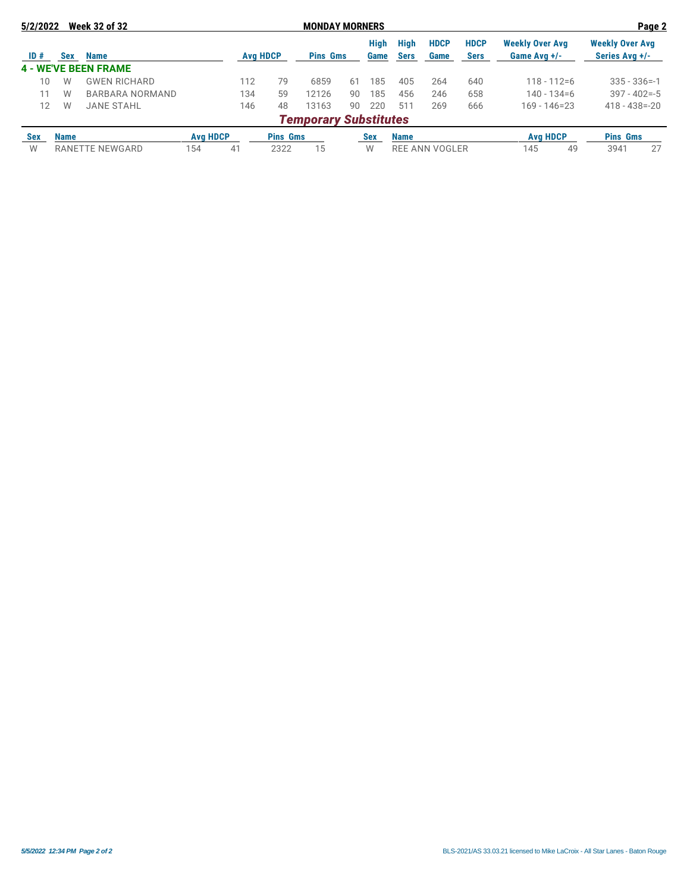| ID # | Sex | Name | Avg | HDCP | Pins | Gms | High Game | High Sers | HDCP Game | HDCP Sers | Weekly Over Avg Game Avg +/- | Weekly Over Avg Series Avg +/- |
|---|---|---|---|---|---|---|---|---|---|---|---|---|
| **4 - WE'VE BEEN FRAME** | | | | | | | | | | | | |
| 10 | W | GWEN RICHARD | 112 | 79 | 6859 | 61 | 185 | 405 | 264 | 640 | 118 - 112=6 | 335 - 336=-1 |
| 11 | W | BARBARA NORMAND | 134 | 59 | 12126 | 90 | 185 | 456 | 246 | 658 | 140 - 134=6 | 397 - 402=-5 |
| 12 | W | JANE STAHL | 146 | 48 | 13163 | 90 | 220 | 511 | 269 | 666 | 169 - 146=23 | 418 - 438=-20 |

### *Temporary Substitutes*

| Sex | Name | Avg | HDCP | Pins | Gms | Sex | Name | Avg | HDCP | Pins | Gms |
|---|---|---|---|---|---|---|---|---|---|---|---|
| W | RANETTE NEWGARD | 154 | 41 | 2322 | 15 | W | REE ANN VOGLER | 145 | 49 | 3941 | 27 |